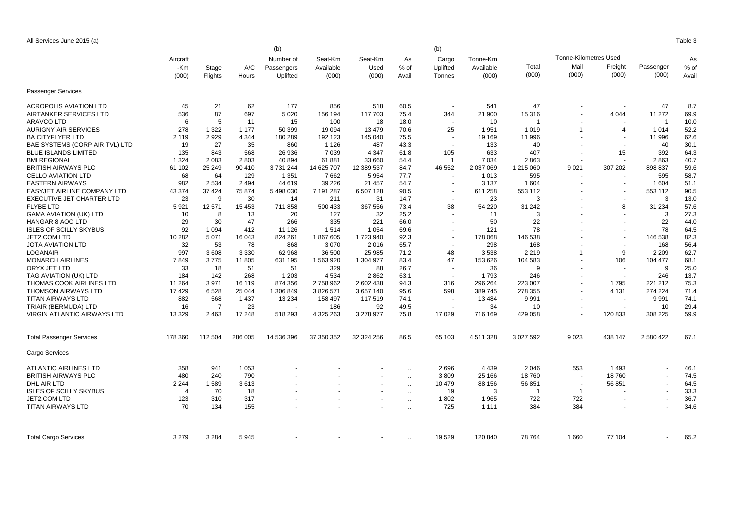All Services June 2015 (a)

Table 3

| | Aircraft -Km (000) | Stage Flights | A/C Hours | (b) Number of Passengers Uplifted | Seat-Km Available (000) | Seat-Km Used (000) | As % of Avail | (b) Cargo Uplifted Tonnes | Tonne-Km Available (000) | Total (000) | Tonne-Kilometres Used Mail (000) | Freight (000) | Passenger (000) | As % of Avail |
|---|---|---|---|---|---|---|---|---|---|---|---|---|---|---|
| Passenger Services | | | | | | | | | | | | | | |
| ACROPOLIS AVIATION LTD | 45 | 21 | 62 | 177 | 856 | 518 | 60.5 | - | 541 | 47 | - | - | 47 | 8.7 |
| AIRTANKER SERVICES LTD | 536 | 87 | 697 | 5 020 | 156 194 | 117 703 | 75.4 | 344 | 21 900 | 15 316 | - | 4 044 | 11 272 | 69.9 |
| ARAVCO LTD | 6 | 5 | 11 | 15 | 100 | 18 | 18.0 | - | 10 | 1 | - | - | 1 | 10.0 |
| AURIGNY AIR SERVICES | 278 | 1 322 | 1 177 | 50 399 | 19 094 | 13 479 | 70.6 | 25 | 1 951 | 1 019 | 1 | 4 | 1 014 | 52.2 |
| BA CITYFLYER LTD | 2 119 | 2 929 | 4 344 | 180 289 | 192 123 | 145 040 | 75.5 | - | 19 169 | 11 996 | - | - | 11 996 | 62.6 |
| BAE SYSTEMS (CORP AIR TVL) LTD | 19 | 27 | 35 | 860 | 1 126 | 487 | 43.3 | - | 133 | 40 | - | - | 40 | 30.1 |
| BLUE ISLANDS LIMITED | 135 | 843 | 568 | 26 936 | 7 039 | 4 347 | 61.8 | 105 | 633 | 407 | - | 15 | 392 | 64.3 |
| BMI REGIONAL | 1 324 | 2 083 | 2 803 | 40 894 | 61 881 | 33 660 | 54.4 | 1 | 7 034 | 2 863 | - | - | 2 863 | 40.7 |
| BRITISH AIRWAYS PLC | 61 102 | 25 249 | 90 410 | 3 731 244 | 14 625 707 | 12 389 537 | 84.7 | 46 552 | 2 037 069 | 1 215 060 | 9 021 | 307 202 | 898 837 | 59.6 |
| CELLO AVIATION LTD | 68 | 64 | 129 | 1 351 | 7 662 | 5 954 | 77.7 | - | 1 013 | 595 | - | - | 595 | 58.7 |
| EASTERN AIRWAYS | 982 | 2 534 | 2 494 | 44 619 | 39 226 | 21 457 | 54.7 | - | 3 137 | 1 604 | - | - | 1 604 | 51.1 |
| EASYJET AIRLINE COMPANY LTD | 43 374 | 37 424 | 75 874 | 5 498 030 | 7 191 287 | 6 507 128 | 90.5 | - | 611 258 | 553 112 | - | - | 553 112 | 90.5 |
| EXECUTIVE JET CHARTER LTD | 23 | 9 | 30 | 14 | 211 | 31 | 14.7 | - | 23 | 3 | - | - | 3 | 13.0 |
| FLYBE LTD | 5 921 | 12 571 | 15 453 | 711 858 | 500 433 | 367 556 | 73.4 | 38 | 54 220 | 31 242 | - | 8 | 31 234 | 57.6 |
| GAMA AVIATION (UK) LTD | 10 | 8 | 13 | 20 | 127 | 32 | 25.2 | - | 11 | 3 | - | - | 3 | 27.3 |
| HANGAR 8 AOC LTD | 29 | 30 | 47 | 266 | 335 | 221 | 66.0 | - | 50 | 22 | - | - | 22 | 44.0 |
| ISLES OF SCILLY SKYBUS | 92 | 1 094 | 412 | 11 126 | 1 514 | 1 054 | 69.6 | - | 121 | 78 | - | - | 78 | 64.5 |
| JET2.COM LTD | 10 282 | 5 071 | 16 043 | 824 261 | 1 867 605 | 1 723 940 | 92.3 | - | 178 068 | 146 538 | - | - | 146 538 | 82.3 |
| JOTA AVIATION LTD | 32 | 53 | 78 | 868 | 3 070 | 2 016 | 65.7 | - | 298 | 168 | - | - | 168 | 56.4 |
| LOGANAIR | 997 | 3 608 | 3 330 | 62 968 | 36 500 | 25 985 | 71.2 | 48 | 3 538 | 2 219 | 1 | 9 | 2 209 | 62.7 |
| MONARCH AIRLINES | 7 849 | 3 775 | 11 805 | 631 195 | 1 563 920 | 1 304 977 | 83.4 | 47 | 153 626 | 104 583 | - | 106 | 104 477 | 68.1 |
| ORYX JET LTD | 33 | 18 | 51 | 51 | 329 | 88 | 26.7 | - | 36 | 9 | - | - | 9 | 25.0 |
| TAG AVIATION (UK) LTD | 184 | 142 | 268 | 1 203 | 4 534 | 2 862 | 63.1 | - | 1 793 | 246 | - | - | 246 | 13.7 |
| THOMAS COOK AIRLINES LTD | 11 264 | 3 971 | 16 119 | 874 356 | 2 758 962 | 2 602 438 | 94.3 | 316 | 296 264 | 223 007 | - | 1 795 | 221 212 | 75.3 |
| THOMSON AIRWAYS LTD | 17 429 | 6 528 | 25 044 | 1 306 849 | 3 826 571 | 3 657 140 | 95.6 | 598 | 389 745 | 278 355 | - | 4 131 | 274 224 | 71.4 |
| TITAN AIRWAYS LTD | 882 | 568 | 1 437 | 13 234 | 158 497 | 117 519 | 74.1 | - | 13 484 | 9 991 | - | - | 9 991 | 74.1 |
| TRIAIR (BERMUDA) LTD | 16 | 7 | 23 | - | 186 | 92 | 49.5 | - | 34 | 10 | - | - | 10 | 29.4 |
| VIRGIN ATLANTIC AIRWAYS LTD | 13 329 | 2 463 | 17 248 | 518 293 | 4 325 263 | 3 278 977 | 75.8 | 17 029 | 716 169 | 429 058 | - | 120 833 | 308 225 | 59.9 |
| Total Passenger Services | 178 360 | 112 504 | 286 005 | 14 536 396 | 37 350 352 | 32 324 256 | 86.5 | 65 103 | 4 511 328 | 3 027 592 | 9 023 | 438 147 | 2 580 422 | 67.1 |
| Cargo Services | | | | | | | | | | | | | | |
| ATLANTIC AIRLINES LTD | 358 | 941 | 1 053 | - | - | - | .. | 2 696 | 4 439 | 2 046 | 553 | 1 493 | - | 46.1 |
| BRITISH AIRWAYS PLC | 480 | 240 | 790 | - | - | - | .. | 3 809 | 25 166 | 18 760 | - | 18 760 | - | 74.5 |
| DHL AIR LTD | 2 244 | 1 589 | 3 613 | - | - | - | .. | 10 479 | 88 156 | 56 851 | - | 56 851 | - | 64.5 |
| ISLES OF SCILLY SKYBUS | 4 | 70 | 18 | - | - | - | .. | 19 | 3 | 1 | 1 | - | - | 33.3 |
| JET2.COM LTD | 123 | 310 | 317 | - | - | - | .. | 1 802 | 1 965 | 722 | 722 | - | - | 36.7 |
| TITAN AIRWAYS LTD | 70 | 134 | 155 | - | - | - | .. | 725 | 1 111 | 384 | 384 | - | - | 34.6 |
| Total Cargo Services | 3 279 | 3 284 | 5 945 | - | - | - | .. | 19 529 | 120 840 | 78 764 | 1 660 | 77 104 | - | 65.2 |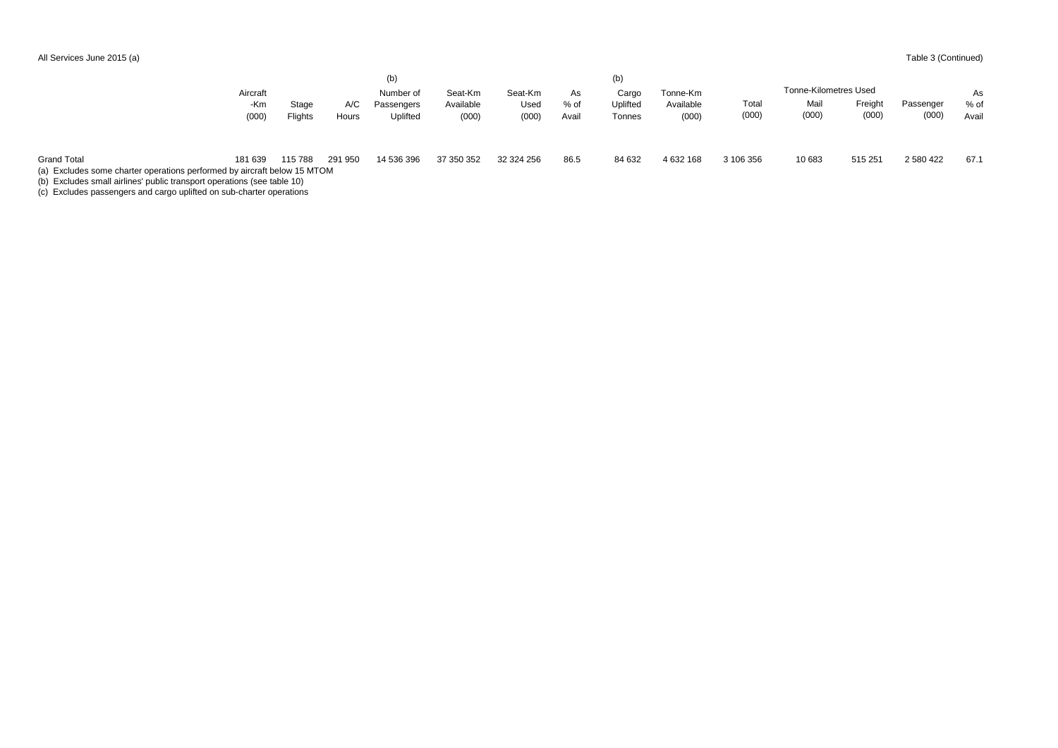All Services June 2015 (a)

Table 3 (Continued)

| | Aircraft -Km (000) | Stage Flights | A/C Hours | (b) Number of Passengers Uplifted | Seat-Km Available (000) | Seat-Km Used (000) | As % of Avail | (b) Cargo Uplifted Tonnes | Tonne-Km Available (000) | Tonne-Kilometres Used Total (000) | Mail (000) | Freight (000) | Passenger (000) | As % of Avail |
|---|---|---|---|---|---|---|---|---|---|---|---|---|---|---|
| Grand Total | 181 639 | 115 788 | 291 950 | 14 536 396 | 37 350 352 | 32 324 256 | 86.5 | 84 632 | 4 632 168 | 3 106 356 | 10 683 | 515 251 | 2 580 422 | 67.1 |

(a) Excludes some charter operations performed by aircraft below 15 MTOM
(b) Excludes small airlines' public transport operations (see table 10)
(c) Excludes passengers and cargo uplifted on sub-charter operations